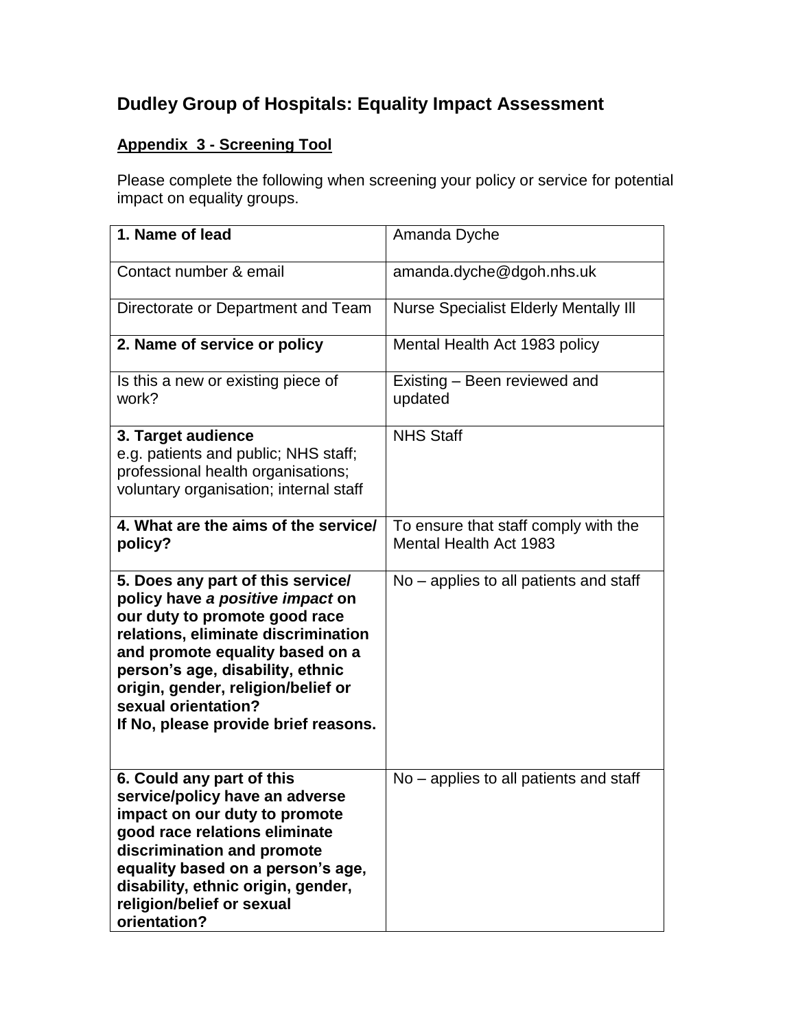# Dudley Group of Hospitals: Equality Impact Assessment

## Appendix 3 - Screening Tool

Please complete the following when screening your policy or service for potential impact on equality groups.

| | |
|---|---|
| **1. Name of lead** | Amanda Dyche |
| Contact number & email | amanda.dyche@dgoh.nhs.uk |
| Directorate or Department and Team | Nurse Specialist Elderly Mentally Ill |
| **2. Name of service or policy** | Mental Health Act 1983 policy |
| Is this a new or existing piece of work? | Existing – Been reviewed and updated |
| **3. Target audience** e.g. patients and public; NHS staff; professional health organisations; voluntary organisation; internal staff | NHS Staff |
| **4. What are the aims of the service/ policy?** | To ensure that staff comply with the Mental Health Act 1983 |
| **5. Does any part of this service/ policy have *a positive impact* on our duty to promote good race relations, eliminate discrimination and promote equality based on a person's age, disability, ethnic origin, gender, religion/belief or sexual orientation? If No, please provide brief reasons.** | No – applies to all patients and staff |
| **6. Could any part of this service/policy have an adverse impact on our duty to promote good race relations eliminate discrimination and promote equality based on a person's age, disability, ethnic origin, gender, religion/belief or sexual orientation?** | No – applies to all patients and staff |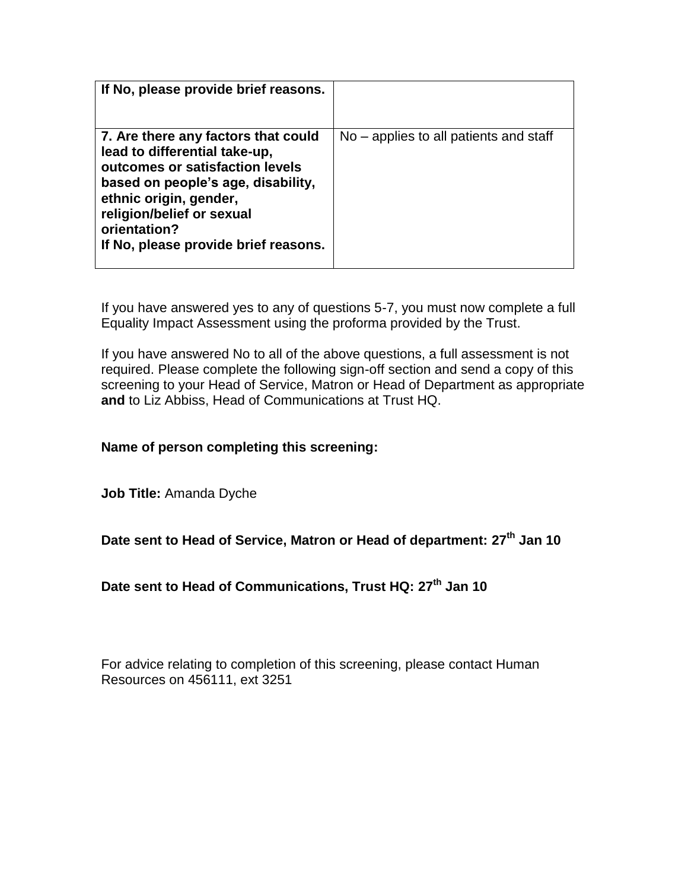| | |
|---|---|
| **If No, please provide brief reasons.** | |
| **7. Are there any factors that could lead to differential take-up, outcomes or satisfaction levels based on people's age, disability, ethnic origin, gender, religion/belief or sexual orientation?**<br>**If No, please provide brief reasons.** | No – applies to all patients and staff |

If you have answered yes to any of questions 5-7, you must now complete a full Equality Impact Assessment using the proforma provided by the Trust.

If you have answered No to all of the above questions, a full assessment is not required. Please complete the following sign-off section and send a copy of this screening to your Head of Service, Matron or Head of Department as appropriate **and** to Liz Abbiss, Head of Communications at Trust HQ.

**Name of person completing this screening:**

**Job Title:** Amanda Dyche

**Date sent to Head of Service, Matron or Head of department: 27th Jan 10**

**Date sent to Head of Communications, Trust HQ: 27th Jan 10**

For advice relating to completion of this screening, please contact Human Resources on 456111, ext 3251